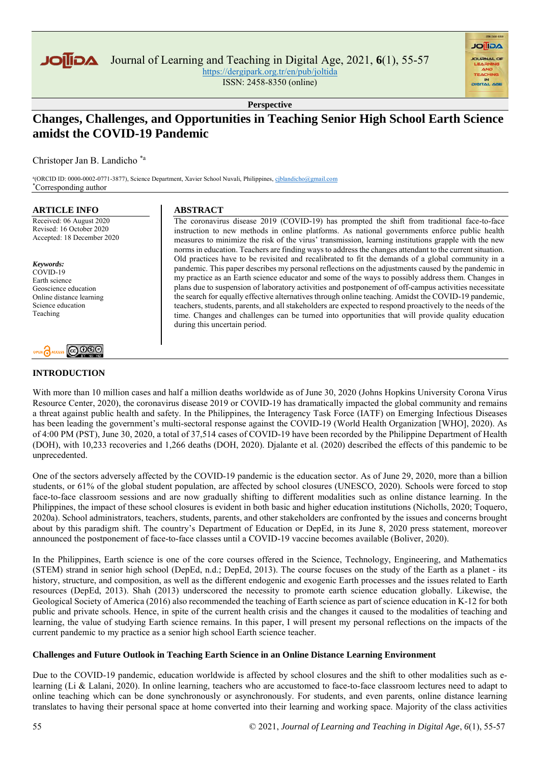Perspective

# Changes, Challenges, and Opportunities in Teaching Senior High School Earth Science amidst the COVID-19 Pandemic

Christoper Jan B. Landicho [*a]

[a](ORCID ID: 0000-0002-0771-3877), Science Department, Xavier School Nuvali, Philippines, cjblandicho@gmail.com
[*]Corresponding author

## ARTICLE INFO

Received: 06 August 2020
Revised: 16 October 2020
Accepted: 18 December 2020

***Keywords:***
COVID-19
Earth science
Geoscience education
Online distance learning
Science education
Teaching

## ABSTRACT

The coronavirus disease 2019 (COVID-19) has prompted the shift from traditional face-to-face instruction to new methods in online platforms. As national governments enforce public health measures to minimize the risk of the virus' transmission, learning institutions grapple with the new norms in education. Teachers are finding ways to address the changes attendant to the current situation. Old practices have to be revisited and recalibrated to fit the demands of a global community in a pandemic. This paper describes my personal reflections on the adjustments caused by the pandemic in my practice as an Earth science educator and some of the ways to possibly address them. Changes in plans due to suspension of laboratory activities and postponement of off-campus activities necessitate the search for equally effective alternatives through online teaching. Amidst the COVID-19 pandemic, teachers, students, parents, and all stakeholders are expected to respond proactively to the needs of the time. Changes and challenges can be turned into opportunities that will provide quality education during this uncertain period.

## INTRODUCTION

With more than 10 million cases and half a million deaths worldwide as of June 30, 2020 (Johns Hopkins University Corona Virus Resource Center, 2020), the coronavirus disease 2019 or COVID-19 has dramatically impacted the global community and remains a threat against public health and safety. In the Philippines, the Interagency Task Force (IATF) on Emerging Infectious Diseases has been leading the government's multi-sectoral response against the COVID-19 (World Health Organization [WHO], 2020). As of 4:00 PM (PST), June 30, 2020, a total of 37,514 cases of COVID-19 have been recorded by the Philippine Department of Health (DOH), with 10,233 recoveries and 1,266 deaths (DOH, 2020). Djalante et al. (2020) described the effects of this pandemic to be unprecedented.

One of the sectors adversely affected by the COVID-19 pandemic is the education sector. As of June 29, 2020, more than a billion students, or 61% of the global student population, are affected by school closures (UNESCO, 2020). Schools were forced to stop face-to-face classroom sessions and are now gradually shifting to different modalities such as online distance learning. In the Philippines, the impact of these school closures is evident in both basic and higher education institutions (Nicholls, 2020; Toquero, 2020a). School administrators, teachers, students, parents, and other stakeholders are confronted by the issues and concerns brought about by this paradigm shift. The country's Department of Education or DepEd, in its June 8, 2020 press statement, moreover announced the postponement of face-to-face classes until a COVID-19 vaccine becomes available (Boliver, 2020).

In the Philippines, Earth science is one of the core courses offered in the Science, Technology, Engineering, and Mathematics (STEM) strand in senior high school (DepEd, n.d.; DepEd, 2013). The course focuses on the study of the Earth as a planet - its history, structure, and composition, as well as the different endogenic and exogenic Earth processes and the issues related to Earth resources (DepEd, 2013). Shah (2013) underscored the necessity to promote earth science education globally. Likewise, the Geological Society of America (2016) also recommended the teaching of Earth science as part of science education in K-12 for both public and private schools. Hence, in spite of the current health crisis and the changes it caused to the modalities of teaching and learning, the value of studying Earth science remains. In this paper, I will present my personal reflections on the impacts of the current pandemic to my practice as a senior high school Earth science teacher.

### Challenges and Future Outlook in Teaching Earth Science in an Online Distance Learning Environment

Due to the COVID-19 pandemic, education worldwide is affected by school closures and the shift to other modalities such as e-learning (Li & Lalani, 2020). In online learning, teachers who are accustomed to face-to-face classroom lectures need to adapt to online teaching which can be done synchronously or asynchronously. For students, and even parents, online distance learning translates to having their personal space at home converted into their learning and working space. Majority of the class activities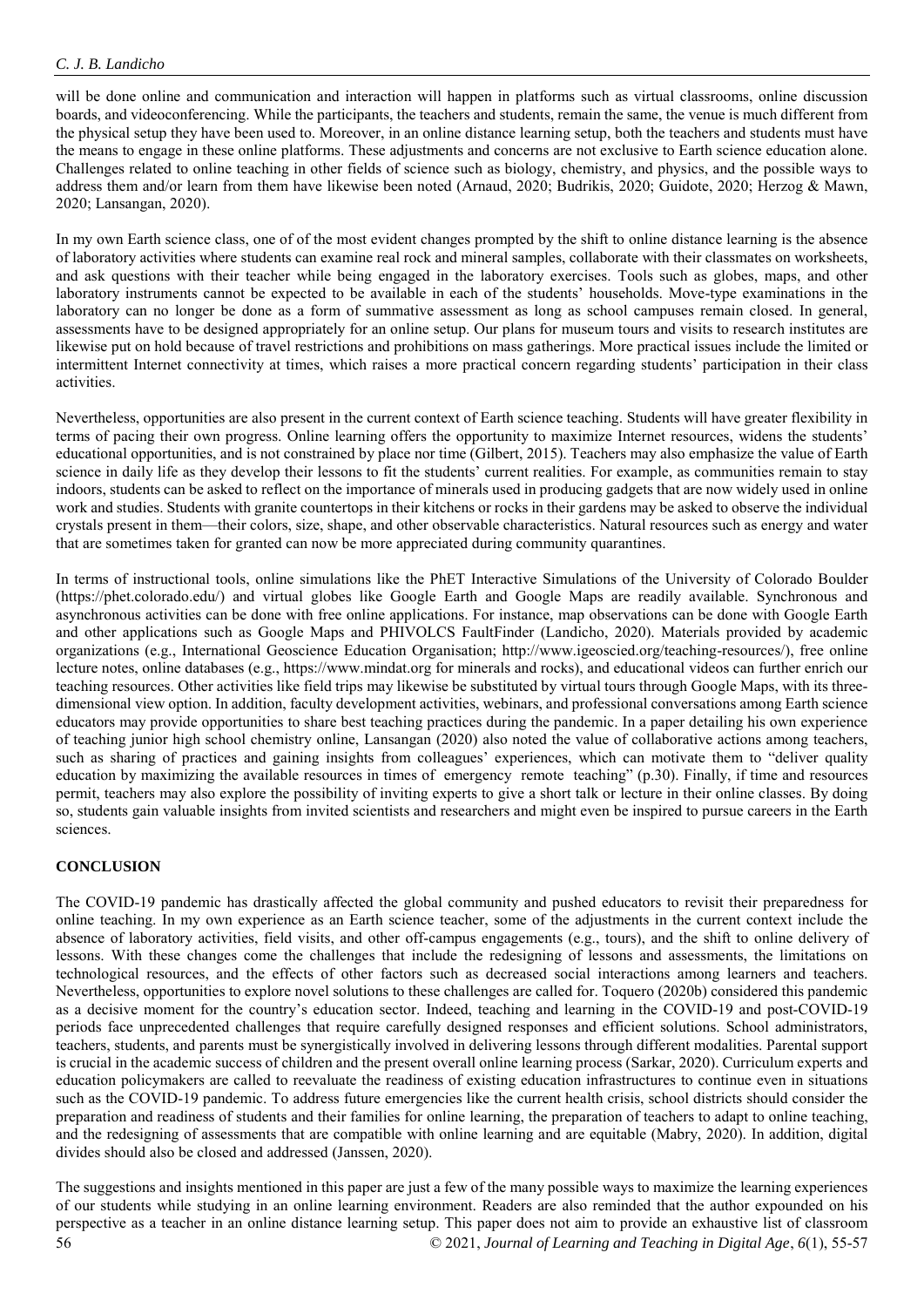will be done online and communication and interaction will happen in platforms such as virtual classrooms, online discussion boards, and videoconferencing. While the participants, the teachers and students, remain the same, the venue is much different from the physical setup they have been used to. Moreover, in an online distance learning setup, both the teachers and students must have the means to engage in these online platforms. These adjustments and concerns are not exclusive to Earth science education alone. Challenges related to online teaching in other fields of science such as biology, chemistry, and physics, and the possible ways to address them and/or learn from them have likewise been noted (Arnaud, 2020; Budrikis, 2020; Guidote, 2020; Herzog & Mawn, 2020; Lansangan, 2020).

In my own Earth science class, one of of the most evident changes prompted by the shift to online distance learning is the absence of laboratory activities where students can examine real rock and mineral samples, collaborate with their classmates on worksheets, and ask questions with their teacher while being engaged in the laboratory exercises. Tools such as globes, maps, and other laboratory instruments cannot be expected to be available in each of the students' households. Move-type examinations in the laboratory can no longer be done as a form of summative assessment as long as school campuses remain closed. In general, assessments have to be designed appropriately for an online setup. Our plans for museum tours and visits to research institutes are likewise put on hold because of travel restrictions and prohibitions on mass gatherings. More practical issues include the limited or intermittent Internet connectivity at times, which raises a more practical concern regarding students' participation in their class activities.

Nevertheless, opportunities are also present in the current context of Earth science teaching. Students will have greater flexibility in terms of pacing their own progress. Online learning offers the opportunity to maximize Internet resources, widens the students' educational opportunities, and is not constrained by place nor time (Gilbert, 2015). Teachers may also emphasize the value of Earth science in daily life as they develop their lessons to fit the students' current realities. For example, as communities remain to stay indoors, students can be asked to reflect on the importance of minerals used in producing gadgets that are now widely used in online work and studies. Students with granite countertops in their kitchens or rocks in their gardens may be asked to observe the individual crystals present in them—their colors, size, shape, and other observable characteristics. Natural resources such as energy and water that are sometimes taken for granted can now be more appreciated during community quarantines.

In terms of instructional tools, online simulations like the PhET Interactive Simulations of the University of Colorado Boulder (https://phet.colorado.edu/) and virtual globes like Google Earth and Google Maps are readily available. Synchronous and asynchronous activities can be done with free online applications. For instance, map observations can be done with Google Earth and other applications such as Google Maps and PHIVOLCS FaultFinder (Landicho, 2020). Materials provided by academic organizations (e.g., International Geoscience Education Organisation; http://www.igeoscied.org/teaching-resources/), free online lecture notes, online databases (e.g., https://www.mindat.org for minerals and rocks), and educational videos can further enrich our teaching resources. Other activities like field trips may likewise be substituted by virtual tours through Google Maps, with its three-dimensional view option. In addition, faculty development activities, webinars, and professional conversations among Earth science educators may provide opportunities to share best teaching practices during the pandemic. In a paper detailing his own experience of teaching junior high school chemistry online, Lansangan (2020) also noted the value of collaborative actions among teachers, such as sharing of practices and gaining insights from colleagues' experiences, which can motivate them to "deliver quality education by maximizing the available resources in times of emergency remote teaching" (p.30). Finally, if time and resources permit, teachers may also explore the possibility of inviting experts to give a short talk or lecture in their online classes. By doing so, students gain valuable insights from invited scientists and researchers and might even be inspired to pursue careers in the Earth sciences.

## CONCLUSION

The COVID-19 pandemic has drastically affected the global community and pushed educators to revisit their preparedness for online teaching. In my own experience as an Earth science teacher, some of the adjustments in the current context include the absence of laboratory activities, field visits, and other off-campus engagements (e.g., tours), and the shift to online delivery of lessons. With these changes come the challenges that include the redesigning of lessons and assessments, the limitations on technological resources, and the effects of other factors such as decreased social interactions among learners and teachers. Nevertheless, opportunities to explore novel solutions to these challenges are called for. Toquero (2020b) considered this pandemic as a decisive moment for the country's education sector. Indeed, teaching and learning in the COVID-19 and post-COVID-19 periods face unprecedented challenges that require carefully designed responses and efficient solutions. School administrators, teachers, students, and parents must be synergistically involved in delivering lessons through different modalities. Parental support is crucial in the academic success of children and the present overall online learning process (Sarkar, 2020). Curriculum experts and education policymakers are called to reevaluate the readiness of existing education infrastructures to continue even in situations such as the COVID-19 pandemic. To address future emergencies like the current health crisis, school districts should consider the preparation and readiness of students and their families for online learning, the preparation of teachers to adapt to online teaching, and the redesigning of assessments that are compatible with online learning and are equitable (Mabry, 2020). In addition, digital divides should also be closed and addressed (Janssen, 2020).

The suggestions and insights mentioned in this paper are just a few of the many possible ways to maximize the learning experiences of our students while studying in an online learning environment. Readers are also reminded that the author expounded on his perspective as a teacher in an online distance learning setup. This paper does not aim to provide an exhaustive list of classroom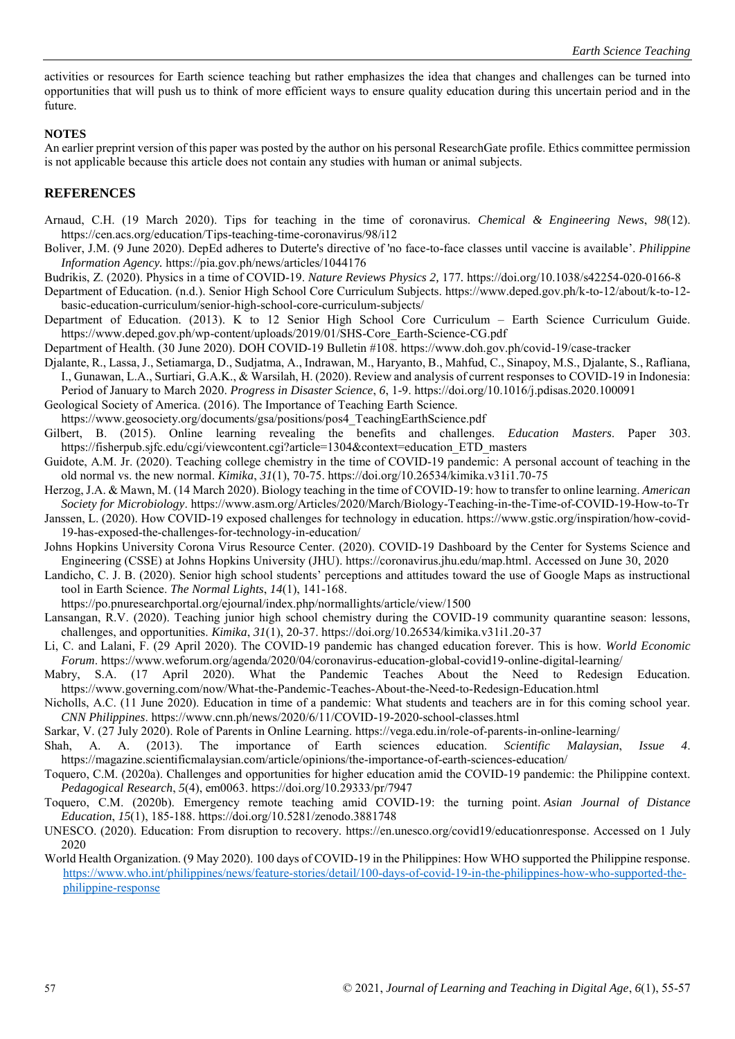activities or resources for Earth science teaching but rather emphasizes the idea that changes and challenges can be turned into opportunities that will push us to think of more efficient ways to ensure quality education during this uncertain period and in the future.

## NOTES

An earlier preprint version of this paper was posted by the author on his personal ResearchGate profile. Ethics committee permission is not applicable because this article does not contain any studies with human or animal subjects.

## REFERENCES

Arnaud, C.H. (19 March 2020). Tips for teaching in the time of coronavirus. *Chemical & Engineering News*, *98*(12). https://cen.acs.org/education/Tips-teaching-time-coronavirus/98/i12

Boliver, J.M. (9 June 2020). DepEd adheres to Duterte's directive of 'no face-to-face classes until vaccine is available'. *Philippine Information Agency.* https://pia.gov.ph/news/articles/1044176

Budrikis, Z. (2020). Physics in a time of COVID-19. *Nature Reviews Physics 2,* 177. https://doi.org/10.1038/s42254-020-0166-8

Department of Education. (n.d.). Senior High School Core Curriculum Subjects. https://www.deped.gov.ph/k-to-12/about/k-to-12-basic-education-curriculum/senior-high-school-core-curriculum-subjects/

Department of Education. (2013). K to 12 Senior High School Core Curriculum – Earth Science Curriculum Guide. https://www.deped.gov.ph/wp-content/uploads/2019/01/SHS-Core_Earth-Science-CG.pdf

Department of Health. (30 June 2020). DOH COVID-19 Bulletin #108. https://www.doh.gov.ph/covid-19/case-tracker

Djalante, R., Lassa, J., Setiamarga, D., Sudjatma, A., Indrawan, M., Haryanto, B., Mahfud, C., Sinapoy, M.S., Djalante, S., Rafliana, I., Gunawan, L.A., Surtiari, G.A.K., & Warsilah, H. (2020). Review and analysis of current responses to COVID-19 in Indonesia: Period of January to March 2020. *Progress in Disaster Science*, *6*, 1-9. https://doi.org/10.1016/j.pdisas.2020.100091

Geological Society of America. (2016). The Importance of Teaching Earth Science. https://www.geosociety.org/documents/gsa/positions/pos4_TeachingEarthScience.pdf

Gilbert, B. (2015). Online learning revealing the benefits and challenges. *Education Masters*. Paper 303. https://fisherpub.sjfc.edu/cgi/viewcontent.cgi?article=1304&context=education_ETD_masters

Guidote, A.M. Jr. (2020). Teaching college chemistry in the time of COVID-19 pandemic: A personal account of teaching in the old normal vs. the new normal. *Kimika*, *31*(1), 70-75. https://doi.org/10.26534/kimika.v31i1.70-75

Herzog, J.A. & Mawn, M. (14 March 2020). Biology teaching in the time of COVID-19: how to transfer to online learning. *American Society for Microbiology*. https://www.asm.org/Articles/2020/March/Biology-Teaching-in-the-Time-of-COVID-19-How-to-Tr

Janssen, L. (2020). How COVID-19 exposed challenges for technology in education. https://www.gstic.org/inspiration/how-covid-19-has-exposed-the-challenges-for-technology-in-education/

Johns Hopkins University Corona Virus Resource Center. (2020). COVID-19 Dashboard by the Center for Systems Science and Engineering (CSSE) at Johns Hopkins University (JHU). https://coronavirus.jhu.edu/map.html. Accessed on June 30, 2020

Landicho, C. J. B. (2020). Senior high school students' perceptions and attitudes toward the use of Google Maps as instructional tool in Earth Science. *The Normal Lights*, *14*(1), 141-168. https://po.pnuresearchportal.org/ejournal/index.php/normallights/article/view/1500

Lansangan, R.V. (2020). Teaching junior high school chemistry during the COVID-19 community quarantine season: lessons, challenges, and opportunities. *Kimika*, *31*(1), 20-37. https://doi.org/10.26534/kimika.v31i1.20-37

Li, C. and Lalani, F. (29 April 2020). The COVID-19 pandemic has changed education forever. This is how. *World Economic Forum*. https://www.weforum.org/agenda/2020/04/coronavirus-education-global-covid19-online-digital-learning/

Mabry, S.A. (17 April 2020). What the Pandemic Teaches About the Need to Redesign Education. https://www.governing.com/now/What-the-Pandemic-Teaches-About-the-Need-to-Redesign-Education.html

Nicholls, A.C. (11 June 2020). Education in time of a pandemic: What students and teachers are in for this coming school year. *CNN Philippines*. https://www.cnn.ph/news/2020/6/11/COVID-19-2020-school-classes.html

Sarkar, V. (27 July 2020). Role of Parents in Online Learning. https://vega.edu.in/role-of-parents-in-online-learning/

Shah, A. A. (2013). The importance of Earth sciences education. *Scientific Malaysian*, *Issue 4*. https://magazine.scientificmalaysian.com/article/opinions/the-importance-of-earth-sciences-education/

Toquero, C.M. (2020a). Challenges and opportunities for higher education amid the COVID-19 pandemic: the Philippine context. *Pedagogical Research*, *5*(4), em0063. https://doi.org/10.29333/pr/7947

Toquero, C.M. (2020b). Emergency remote teaching amid COVID-19: the turning point. *Asian Journal of Distance Education*, *15*(1), 185-188. https://doi.org/10.5281/zenodo.3881748

UNESCO. (2020). Education: From disruption to recovery. https://en.unesco.org/covid19/educationresponse. Accessed on 1 July 2020

World Health Organization. (9 May 2020). 100 days of COVID-19 in the Philippines: How WHO supported the Philippine response. https://www.who.int/philippines/news/feature-stories/detail/100-days-of-covid-19-in-the-philippines-how-who-supported-the-philippine-response